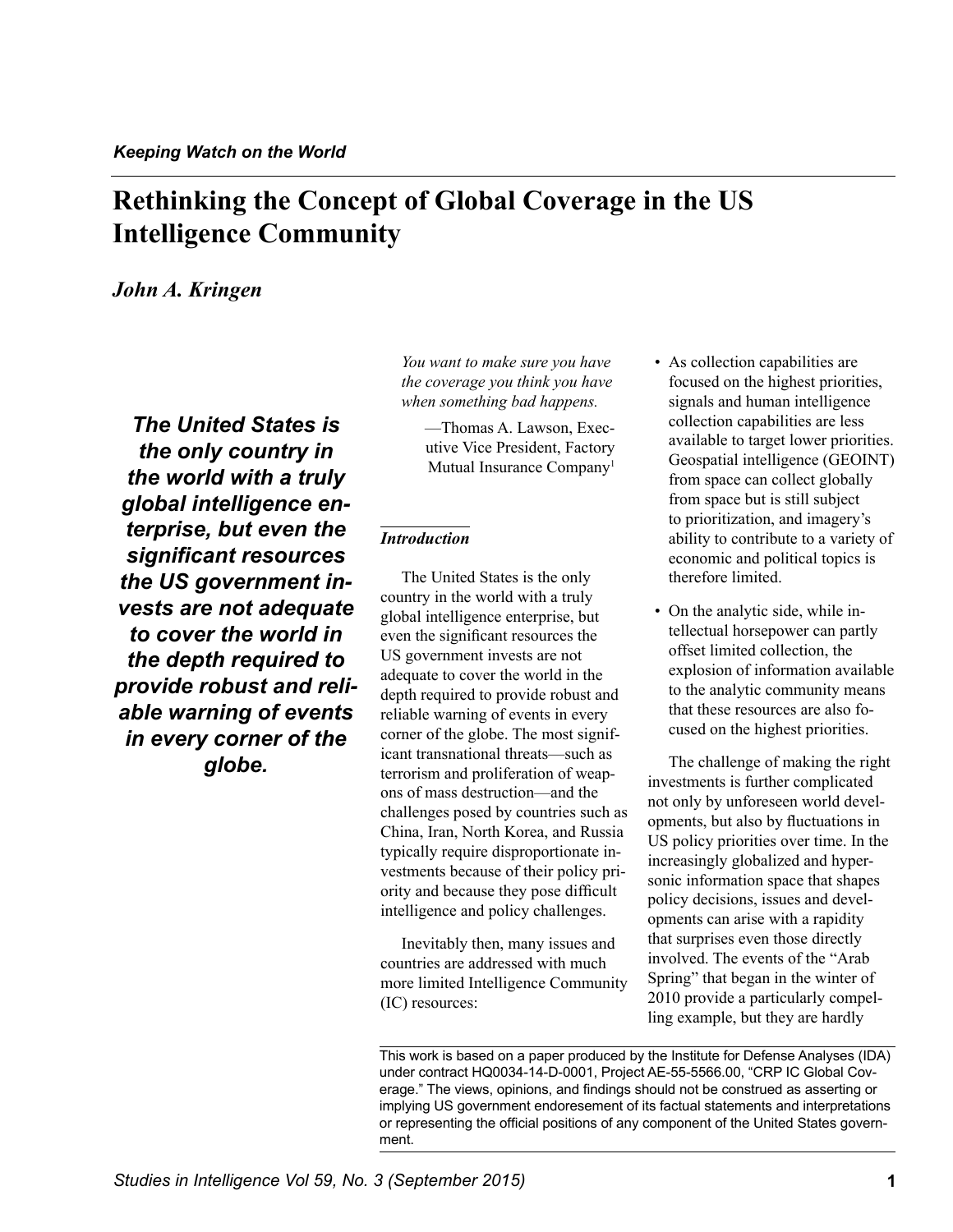*Keeping Watch on the World*

# Rethinking the Concept of Global Coverage in the US Intelligence Community

*John A. Kringen*

***The United States is the only country in the world with a truly global intelligence enterprise, but even the significant resources the US government invests are not adequate to cover the world in the depth required to provide robust and reliable warning of events in every corner of the globe.***

*You want to make sure you have the coverage you think you have when something bad happens.*

—Thomas A. Lawson, Executive Vice President, Factory Mutual Insurance Company[1]

### *Introduction*

The United States is the only country in the world with a truly global intelligence enterprise, but even the significant resources the US government invests are not adequate to cover the world in the depth required to provide robust and reliable warning of events in every corner of the globe. The most significant transnational threats—such as terrorism and proliferation of weapons of mass destruction—and the challenges posed by countries such as China, Iran, North Korea, and Russia typically require disproportionate investments because of their policy priority and because they pose difficult intelligence and policy challenges.

Inevitably then, many issues and countries are addressed with much more limited Intelligence Community (IC) resources:

- As collection capabilities are focused on the highest priorities, signals and human intelligence collection capabilities are less available to target lower priorities. Geospatial intelligence (GEOINT) from space can collect globally from space but is still subject to prioritization, and imagery's ability to contribute to a variety of economic and political topics is therefore limited.
- On the analytic side, while intellectual horsepower can partly offset limited collection, the explosion of information available to the analytic community means that these resources are also focused on the highest priorities.

The challenge of making the right investments is further complicated not only by unforeseen world developments, but also by fluctuations in US policy priorities over time. In the increasingly globalized and hypersonic information space that shapes policy decisions, issues and developments can arise with a rapidity that surprises even those directly involved. The events of the "Arab Spring" that began in the winter of 2010 provide a particularly compelling example, but they are hardly

This work is based on a paper produced by the Institute for Defense Analyses (IDA) under contract HQ0034-14-D-0001, Project AE-55-5566.00, "CRP IC Global Coverage." The views, opinions, and findings should not be construed as asserting or implying US government endoresement of its factual statements and interpretations or representing the official positions of any component of the United States government.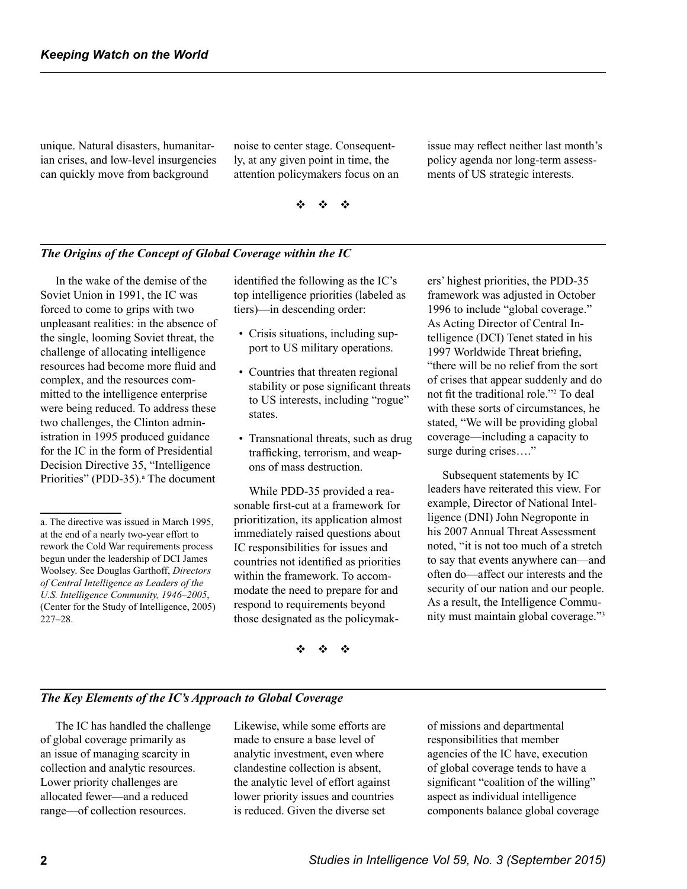unique. Natural disasters, humanitarian crises, and low-level insurgencies can quickly move from background noise to center stage. Consequently, at any given point in time, the attention policymakers focus on an issue may reflect neither last month's policy agenda nor long-term assessments of US strategic interests.

❖ ❖ ❖

## *The Origins of the Concept of Global Coverage within the IC*

In the wake of the demise of the Soviet Union in 1991, the IC was forced to come to grips with two unpleasant realities: in the absence of the single, looming Soviet threat, the challenge of allocating intelligence resources had become more fluid and complex, and the resources committed to the intelligence enterprise were being reduced. To address these two challenges, the Clinton administration in 1995 produced guidance for the IC in the form of Presidential Decision Directive 35, "Intelligence Priorities" (PDD-35).[a] The document identified the following as the IC's top intelligence priorities (labeled as tiers)—in descending order:

- Crisis situations, including support to US military operations.
- Countries that threaten regional stability or pose significant threats to US interests, including "rogue" states.
- Transnational threats, such as drug trafficking, terrorism, and weapons of mass destruction.

While PDD-35 provided a reasonable first-cut at a framework for prioritization, its application almost immediately raised questions about IC responsibilities for issues and countries not identified as priorities within the framework. To accommodate the need to prepare for and respond to requirements beyond those designated as the policymakers' highest priorities, the PDD-35 framework was adjusted in October 1996 to include "global coverage." As Acting Director of Central Intelligence (DCI) Tenet stated in his 1997 Worldwide Threat briefing, "there will be no relief from the sort of crises that appear suddenly and do not fit the traditional role."[2] To deal with these sorts of circumstances, he stated, "We will be providing global coverage—including a capacity to surge during crises…."

Subsequent statements by IC leaders have reiterated this view. For example, Director of National Intelligence (DNI) John Negroponte in his 2007 Annual Threat Assessment noted, "it is not too much of a stretch to say that events anywhere can—and often do—affect our interests and the security of our nation and our people. As a result, the Intelligence Community must maintain global coverage."[3]

a. The directive was issued in March 1995, at the end of a nearly two-year effort to rework the Cold War requirements process begun under the leadership of DCI James Woolsey. See Douglas Garthoff, *Directors of Central Intelligence as Leaders of the U.S. Intelligence Community, 1946–2005*, (Center for the Study of Intelligence, 2005) 227–28.

❖ ❖ ❖

## *The Key Elements of the IC's Approach to Global Coverage*

The IC has handled the challenge of global coverage primarily as an issue of managing scarcity in collection and analytic resources. Lower priority challenges are allocated fewer—and a reduced range—of collection resources. Likewise, while some efforts are made to ensure a base level of analytic investment, even where clandestine collection is absent, the analytic level of effort against lower priority issues and countries is reduced. Given the diverse set of missions and departmental responsibilities that member agencies of the IC have, execution of global coverage tends to have a significant "coalition of the willing" aspect as individual intelligence components balance global coverage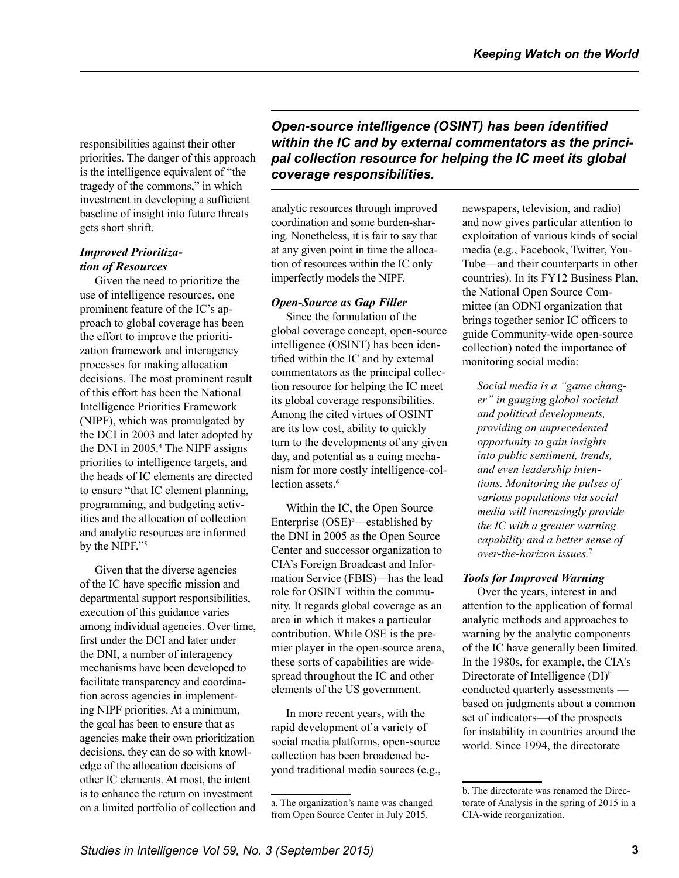responsibilities against their other priorities. The danger of this approach is the intelligence equivalent of "the tragedy of the commons," in which investment in developing a sufficient baseline of insight into future threats gets short shrift.

### *Improved Prioritization of Resources*

Given the need to prioritize the use of intelligence resources, one prominent feature of the IC's approach to global coverage has been the effort to improve the prioritization framework and interagency processes for making allocation decisions. The most prominent result of this effort has been the National Intelligence Priorities Framework (NIPF), which was promulgated by the DCI in 2003 and later adopted by the DNI in 2005.[4] The NIPF assigns priorities to intelligence targets, and the heads of IC elements are directed to ensure "that IC element planning, programming, and budgeting activities and the allocation of collection and analytic resources are informed by the NIPF."[5]

Given that the diverse agencies of the IC have specific mission and departmental support responsibilities, execution of this guidance varies among individual agencies. Over time, first under the DCI and later under the DNI, a number of interagency mechanisms have been developed to facilitate transparency and coordination across agencies in implementing NIPF priorities. At a minimum, the goal has been to ensure that as agencies make their own prioritization decisions, they can do so with knowledge of the allocation decisions of other IC elements. At most, the intent is to enhance the return on investment on a limited portfolio of collection and analytic resources through improved coordination and some burden-sharing. Nonetheless, it is fair to say that at any given point in time the allocation of resources within the IC only imperfectly models the NIPF.

**Open-source intelligence (OSINT) has been identified within the IC and by external commentators as the principal collection resource for helping the IC meet its global coverage responsibilities.**

### *Open-Source as Gap Filler*

Since the formulation of the global coverage concept, open-source intelligence (OSINT) has been identified within the IC and by external commentators as the principal collection resource for helping the IC meet its global coverage responsibilities. Among the cited virtues of OSINT are its low cost, ability to quickly turn to the developments of any given day, and potential as a cuing mechanism for more costly intelligence-collection assets.[6]

Within the IC, the Open Source Enterprise (OSE)[a]—established by the DNI in 2005 as the Open Source Center and successor organization to CIA's Foreign Broadcast and Information Service (FBIS)—has the lead role for OSINT within the community. It regards global coverage as an area in which it makes a particular contribution. While OSE is the premier player in the open-source arena, these sorts of capabilities are widespread throughout the IC and other elements of the US government.

In more recent years, with the rapid development of a variety of social media platforms, open-source collection has been broadened beyond traditional media sources (e.g., newspapers, television, and radio) and now gives particular attention to exploitation of various kinds of social media (e.g., Facebook, Twitter, YouTube—and their counterparts in other countries). In its FY12 Business Plan, the National Open Source Committee (an ODNI organization that brings together senior IC officers to guide Community-wide open-source collection) noted the importance of monitoring social media:

> *Social media is a "game changer" in gauging global societal and political developments, providing an unprecedented opportunity to gain insights into public sentiment, trends, and even leadership intentions. Monitoring the pulses of various populations via social media will increasingly provide the IC with a greater warning capability and a better sense of over-the-horizon issues.*[7]

### *Tools for Improved Warning*

Over the years, interest in and attention to the application of formal analytic methods and approaches to warning by the analytic components of the IC have generally been limited. In the 1980s, for example, the CIA's Directorate of Intelligence (DI)[b] conducted quarterly assessments — based on judgments about a common set of indicators—of the prospects for instability in countries around the world. Since 1994, the directorate

---

a. The organization's name was changed from Open Source Center in July 2015.

b. The directorate was renamed the Directorate of Analysis in the spring of 2015 in a CIA-wide reorganization.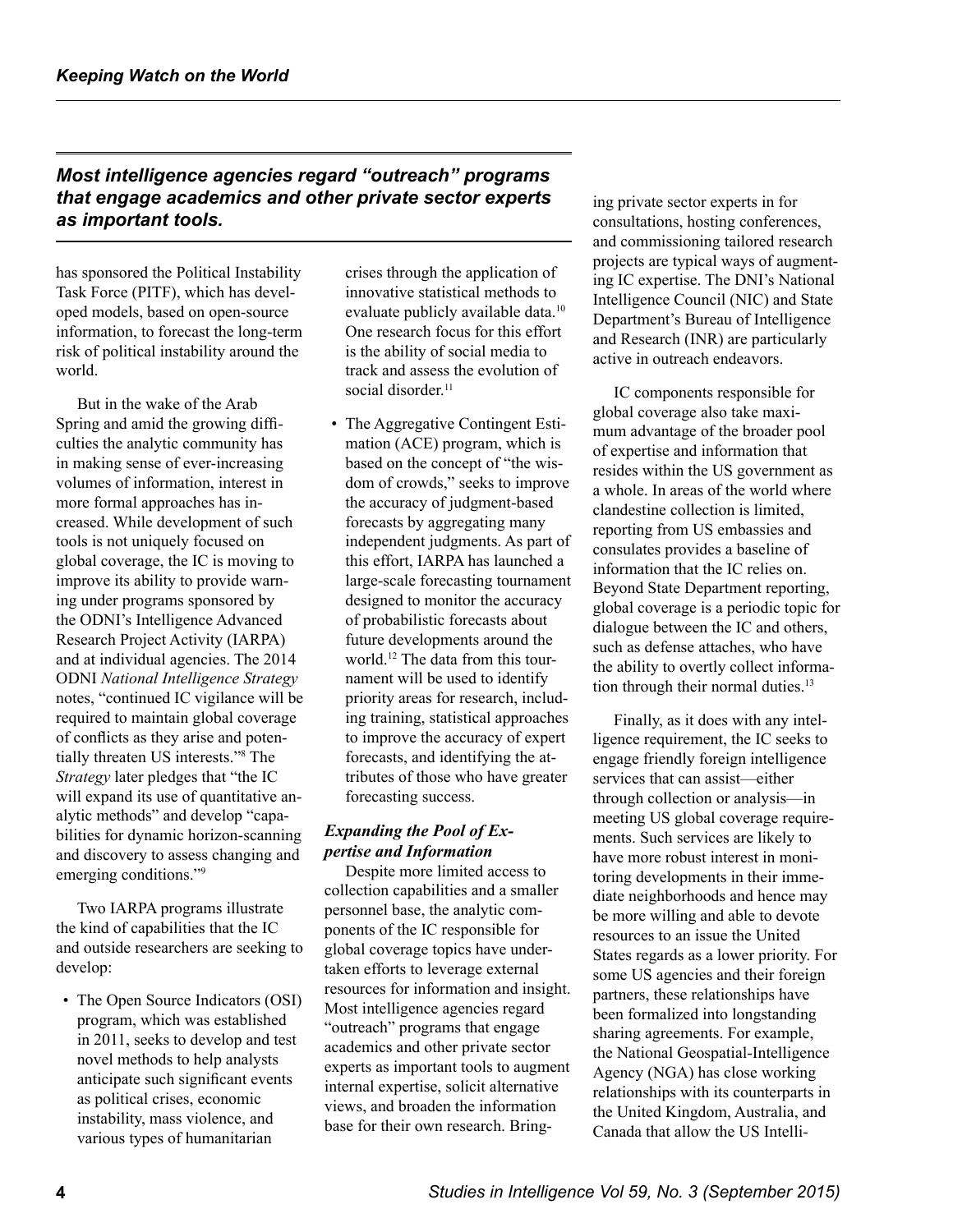*Most intelligence agencies regard "outreach" programs that engage academics and other private sector experts as important tools.*

has sponsored the Political Instability Task Force (PITF), which has developed models, based on open-source information, to forecast the long-term risk of political instability around the world.

But in the wake of the Arab Spring and amid the growing difficulties the analytic community has in making sense of ever-increasing volumes of information, interest in more formal approaches has increased. While development of such tools is not uniquely focused on global coverage, the IC is moving to improve its ability to provide warning under programs sponsored by the ODNI's Intelligence Advanced Research Project Activity (IARPA) and at individual agencies. The 2014 ODNI *National Intelligence Strategy* notes, "continued IC vigilance will be required to maintain global coverage of conflicts as they arise and potentially threaten US interests."[8] The *Strategy* later pledges that "the IC will expand its use of quantitative analytic methods" and develop "capabilities for dynamic horizon-scanning and discovery to assess changing and emerging conditions."[9]

Two IARPA programs illustrate the kind of capabilities that the IC and outside researchers are seeking to develop:

- The Open Source Indicators (OSI) program, which was established in 2011, seeks to develop and test novel methods to help analysts anticipate such significant events as political crises, economic instability, mass violence, and various types of humanitarian crises through the application of innovative statistical methods to evaluate publicly available data.[10] One research focus for this effort is the ability of social media to track and assess the evolution of social disorder.[11]
- The Aggregative Contingent Estimation (ACE) program, which is based on the concept of "the wisdom of crowds," seeks to improve the accuracy of judgment-based forecasts by aggregating many independent judgments. As part of this effort, IARPA has launched a large-scale forecasting tournament designed to monitor the accuracy of probabilistic forecasts about future developments around the world.[12] The data from this tournament will be used to identify priority areas for research, including training, statistical approaches to improve the accuracy of expert forecasts, and identifying the attributes of those who have greater forecasting success.

### *Expanding the Pool of Expertise and Information*

Despite more limited access to collection capabilities and a smaller personnel base, the analytic components of the IC responsible for global coverage topics have undertaken efforts to leverage external resources for information and insight. Most intelligence agencies regard "outreach" programs that engage academics and other private sector experts as important tools to augment internal expertise, solicit alternative views, and broaden the information base for their own research. Bringing private sector experts in for consultations, hosting conferences, and commissioning tailored research projects are typical ways of augmenting IC expertise. The DNI's National Intelligence Council (NIC) and State Department's Bureau of Intelligence and Research (INR) are particularly active in outreach endeavors.

IC components responsible for global coverage also take maximum advantage of the broader pool of expertise and information that resides within the US government as a whole. In areas of the world where clandestine collection is limited, reporting from US embassies and consulates provides a baseline of information that the IC relies on. Beyond State Department reporting, global coverage is a periodic topic for dialogue between the IC and others, such as defense attaches, who have the ability to overtly collect information through their normal duties.[13]

Finally, as it does with any intelligence requirement, the IC seeks to engage friendly foreign intelligence services that can assist—either through collection or analysis—in meeting US global coverage requirements. Such services are likely to have more robust interest in monitoring developments in their immediate neighborhoods and hence may be more willing and able to devote resources to an issue the United States regards as a lower priority. For some US agencies and their foreign partners, these relationships have been formalized into longstanding sharing agreements. For example, the National Geospatial-Intelligence Agency (NGA) has close working relationships with its counterparts in the United Kingdom, Australia, and Canada that allow the US Intelli-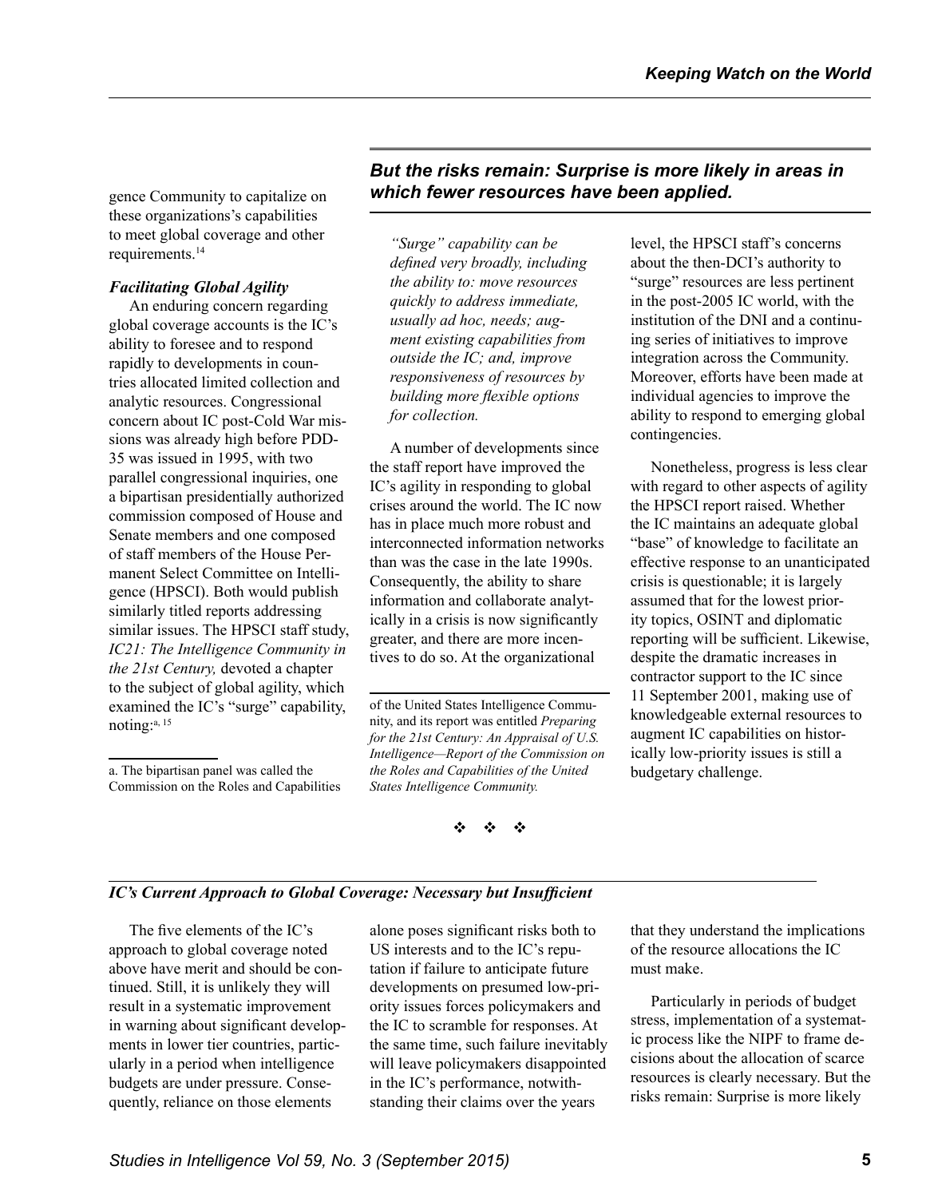gence Community to capitalize on these organizations's capabilities to meet global coverage and other requirements.[14]

### *Facilitating Global Agility*

An enduring concern regarding global coverage accounts is the IC's ability to foresee and to respond rapidly to developments in countries allocated limited collection and analytic resources. Congressional concern about IC post-Cold War missions was already high before PDD-35 was issued in 1995, with two parallel congressional inquiries, one a bipartisan presidentially authorized commission composed of House and Senate members and one composed of staff members of the House Permanent Select Committee on Intelligence (HPSCI). Both would publish similarly titled reports addressing similar issues. The HPSCI staff study, *IC21: The Intelligence Community in the 21st Century,* devoted a chapter to the subject of global agility, which examined the IC's "surge" capability, noting:[a, 15]

> *"Surge" capability can be defined very broadly, including the ability to: move resources quickly to address immediate, usually ad hoc, needs; augment existing capabilities from outside the IC; and, improve responsiveness of resources by building more flexible options for collection.*

A number of developments since the staff report have improved the IC's agility in responding to global crises around the world. The IC now has in place much more robust and interconnected information networks than was the case in the late 1990s. Consequently, the ability to share information and collaborate analytically in a crisis is now significantly greater, and there are more incentives to do so. At the organizational level, the HPSCI staff's concerns about the then-DCI's authority to "surge" resources are less pertinent in the post-2005 IC world, with the institution of the DNI and a continuing series of initiatives to improve integration across the Community. Moreover, efforts have been made at individual agencies to improve the ability to respond to emerging global contingencies.

Nonetheless, progress is less clear with regard to other aspects of agility the HPSCI report raised. Whether the IC maintains an adequate global "base" of knowledge to facilitate an effective response to an unanticipated crisis is questionable; it is largely assumed that for the lowest priority topics, OSINT and diplomatic reporting will be sufficient. Likewise, despite the dramatic increases in contractor support to the IC since 11 September 2001, making use of knowledgeable external resources to augment IC capabilities on historically low-priority issues is still a budgetary challenge.

a. The bipartisan panel was called the Commission on the Roles and Capabilities of the United States Intelligence Community, and its report was entitled *Preparing for the 21st Century: An Appraisal of U.S. Intelligence—Report of the Commission on the Roles and Capabilities of the United States Intelligence Community.*

> ***But the risks remain: Surprise is more likely in areas in which fewer resources have been applied.***

❖ ❖ ❖

## *IC's Current Approach to Global Coverage: Necessary but Insufficient*

The five elements of the IC's approach to global coverage noted above have merit and should be continued. Still, it is unlikely they will result in a systematic improvement in warning about significant developments in lower tier countries, particularly in a period when intelligence budgets are under pressure. Consequently, reliance on those elements alone poses significant risks both to US interests and to the IC's reputation if failure to anticipate future developments on presumed low-priority issues forces policymakers and the IC to scramble for responses. At the same time, such failure inevitably will leave policymakers disappointed in the IC's performance, notwithstanding their claims over the years that they understand the implications of the resource allocations the IC must make.

Particularly in periods of budget stress, implementation of a systematic process like the NIPF to frame decisions about the allocation of scarce resources is clearly necessary. But the risks remain: Surprise is more likely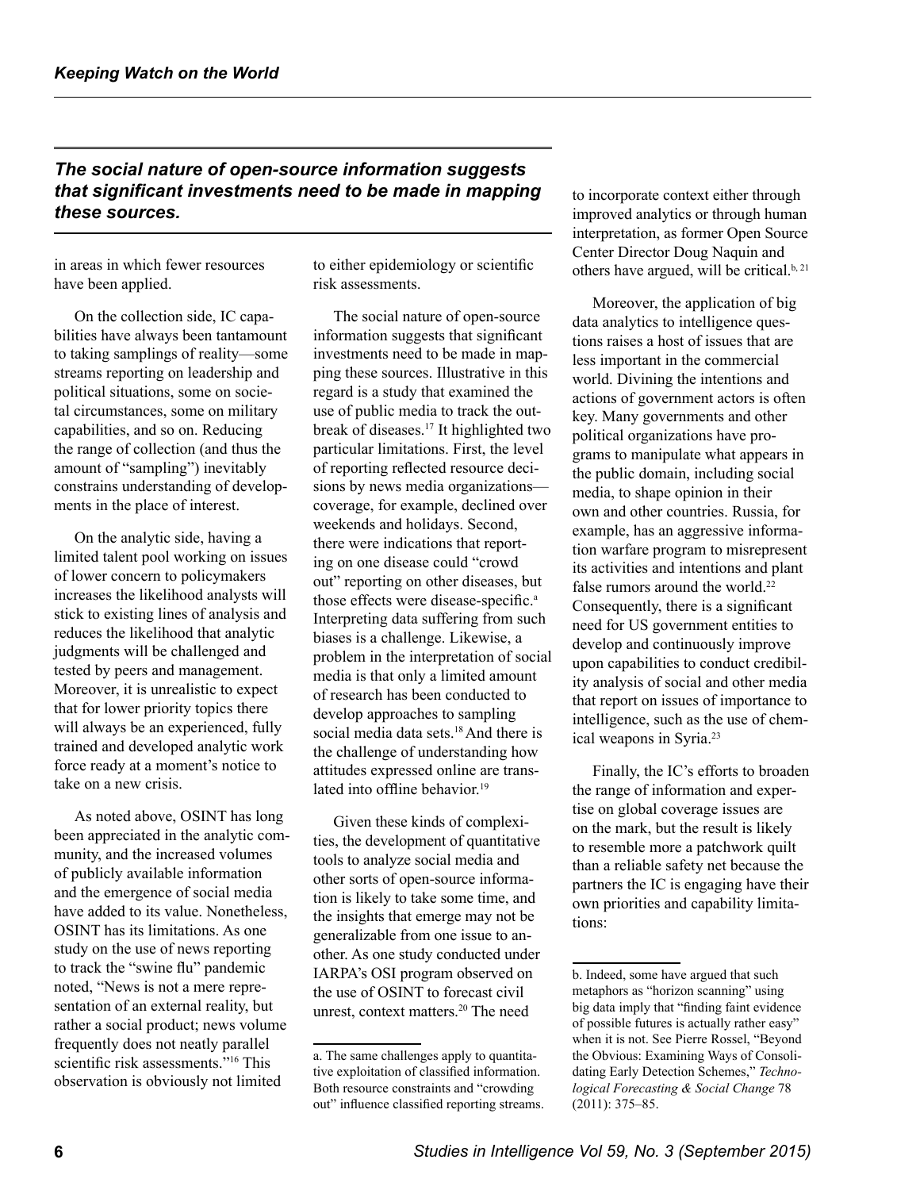*The social nature of open-source information suggests that significant investments need to be made in mapping these sources.*

in areas in which fewer resources have been applied.

On the collection side, IC capabilities have always been tantamount to taking samplings of reality—some streams reporting on leadership and political situations, some on societal circumstances, some on military capabilities, and so on. Reducing the range of collection (and thus the amount of "sampling") inevitably constrains understanding of developments in the place of interest.

On the analytic side, having a limited talent pool working on issues of lower concern to policymakers increases the likelihood analysts will stick to existing lines of analysis and reduces the likelihood that analytic judgments will be challenged and tested by peers and management. Moreover, it is unrealistic to expect that for lower priority topics there will always be an experienced, fully trained and developed analytic work force ready at a moment's notice to take on a new crisis.

As noted above, OSINT has long been appreciated in the analytic community, and the increased volumes of publicly available information and the emergence of social media have added to its value. Nonetheless, OSINT has its limitations. As one study on the use of news reporting to track the "swine flu" pandemic noted, "News is not a mere representation of an external reality, but rather a social product; news volume frequently does not neatly parallel scientific risk assessments."[16] This observation is obviously not limited to either epidemiology or scientific risk assessments.

The social nature of open-source information suggests that significant investments need to be made in mapping these sources. Illustrative in this regard is a study that examined the use of public media to track the outbreak of diseases.[17] It highlighted two particular limitations. First, the level of reporting reflected resource decisions by news media organizations—coverage, for example, declined over weekends and holidays. Second, there were indications that reporting on one disease could "crowd out" reporting on other diseases, but those effects were disease-specific.[a] Interpreting data suffering from such biases is a challenge. Likewise, a problem in the interpretation of social media is that only a limited amount of research has been conducted to develop approaches to sampling social media data sets.[18] And there is the challenge of understanding how attitudes expressed online are translated into offline behavior.[19]

Given these kinds of complexities, the development of quantitative tools to analyze social media and other sorts of open-source information is likely to take some time, and the insights that emerge may not be generalizable from one issue to another. As one study conducted under IARPA's OSI program observed on the use of OSINT to forecast civil unrest, context matters.[20] The need to incorporate context either through improved analytics or through human interpretation, as former Open Source Center Director Doug Naquin and others have argued, will be critical.[b, 21]

Moreover, the application of big data analytics to intelligence questions raises a host of issues that are less important in the commercial world. Divining the intentions and actions of government actors is often key. Many governments and other political organizations have programs to manipulate what appears in the public domain, including social media, to shape opinion in their own and other countries. Russia, for example, has an aggressive information warfare program to misrepresent its activities and intentions and plant false rumors around the world.[22] Consequently, there is a significant need for US government entities to develop and continuously improve upon capabilities to conduct credibility analysis of social and other media that report on issues of importance to intelligence, such as the use of chemical weapons in Syria.[23]

Finally, the IC's efforts to broaden the range of information and expertise on global coverage issues are on the mark, but the result is likely to resemble more a patchwork quilt than a reliable safety net because the partners the IC is engaging have their own priorities and capability limitations:

---

a. The same challenges apply to quantitative exploitation of classified information. Both resource constraints and "crowding out" influence classified reporting streams.

b. Indeed, some have argued that such metaphors as "horizon scanning" using big data imply that "finding faint evidence of possible futures is actually rather easy" when it is not. See Pierre Rossel, "Beyond the Obvious: Examining Ways of Consolidating Early Detection Schemes," *Technological Forecasting & Social Change* 78 (2011): 375–85.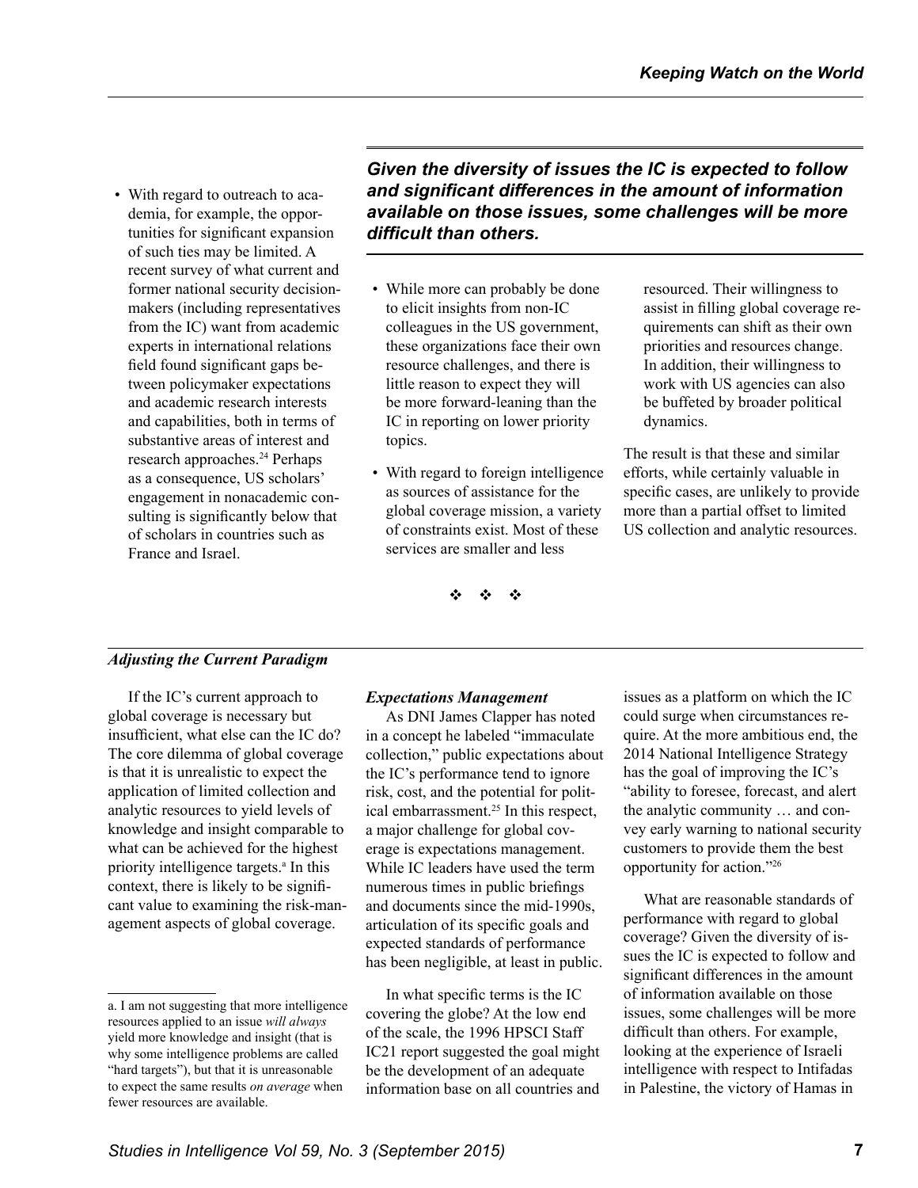- With regard to outreach to academia, for example, the opportunities for significant expansion of such ties may be limited. A recent survey of what current and former national security decisionmakers (including representatives from the IC) want from academic experts in international relations field found significant gaps between policymaker expectations and academic research interests and capabilities, both in terms of substantive areas of interest and research approaches.[24] Perhaps as a consequence, US scholars' engagement in nonacademic consulting is significantly below that of scholars in countries such as France and Israel.

- While more can probably be done to elicit insights from non-IC colleagues in the US government, these organizations face their own resource challenges, and there is little reason to expect they will be more forward-leaning than the IC in reporting on lower priority topics.

- With regard to foreign intelligence as sources of assistance for the global coverage mission, a variety of constraints exist. Most of these services are smaller and less resourced. Their willingness to assist in filling global coverage requirements can shift as their own priorities and resources change. In addition, their willingness to work with US agencies can also be buffeted by broader political dynamics.

The result is that these and similar efforts, while certainly valuable in specific cases, are unlikely to provide more than a partial offset to limited US collection and analytic resources.

❖ ❖ ❖

### *Adjusting the Current Paradigm*

If the IC's current approach to global coverage is necessary but insufficient, what else can the IC do? The core dilemma of global coverage is that it is unrealistic to expect the application of limited collection and analytic resources to yield levels of knowledge and insight comparable to what can be achieved for the highest priority intelligence targets.[a] In this context, there is likely to be significant value to examining the risk-management aspects of global coverage.

#### *Expectations Management*

As DNI James Clapper has noted in a concept he labeled "immaculate collection," public expectations about the IC's performance tend to ignore risk, cost, and the potential for political embarrassment.[25] In this respect, a major challenge for global coverage is expectations management. While IC leaders have used the term numerous times in public briefings and documents since the mid-1990s, articulation of its specific goals and expected standards of performance has been negligible, at least in public.

In what specific terms is the IC covering the globe? At the low end of the scale, the 1996 HPSCI Staff IC21 report suggested the goal might be the development of an adequate information base on all countries and issues as a platform on which the IC could surge when circumstances require. At the more ambitious end, the 2014 National Intelligence Strategy has the goal of improving the IC's "ability to foresee, forecast, and alert the analytic community … and convey early warning to national security customers to provide them the best opportunity for action."[26]

What are reasonable standards of performance with regard to global coverage? Given the diversity of issues the IC is expected to follow and significant differences in the amount of information available on those issues, some challenges will be more difficult than others. For example, looking at the experience of Israeli intelligence with respect to Intifadas in Palestine, the victory of Hamas in

***Given the diversity of issues the IC is expected to follow and significant differences in the amount of information available on those issues, some challenges will be more difficult than others.***

---

a. I am not suggesting that more intelligence resources applied to an issue *will always* yield more knowledge and insight (that is why some intelligence problems are called "hard targets"), but that it is unreasonable to expect the same results *on average* when fewer resources are available.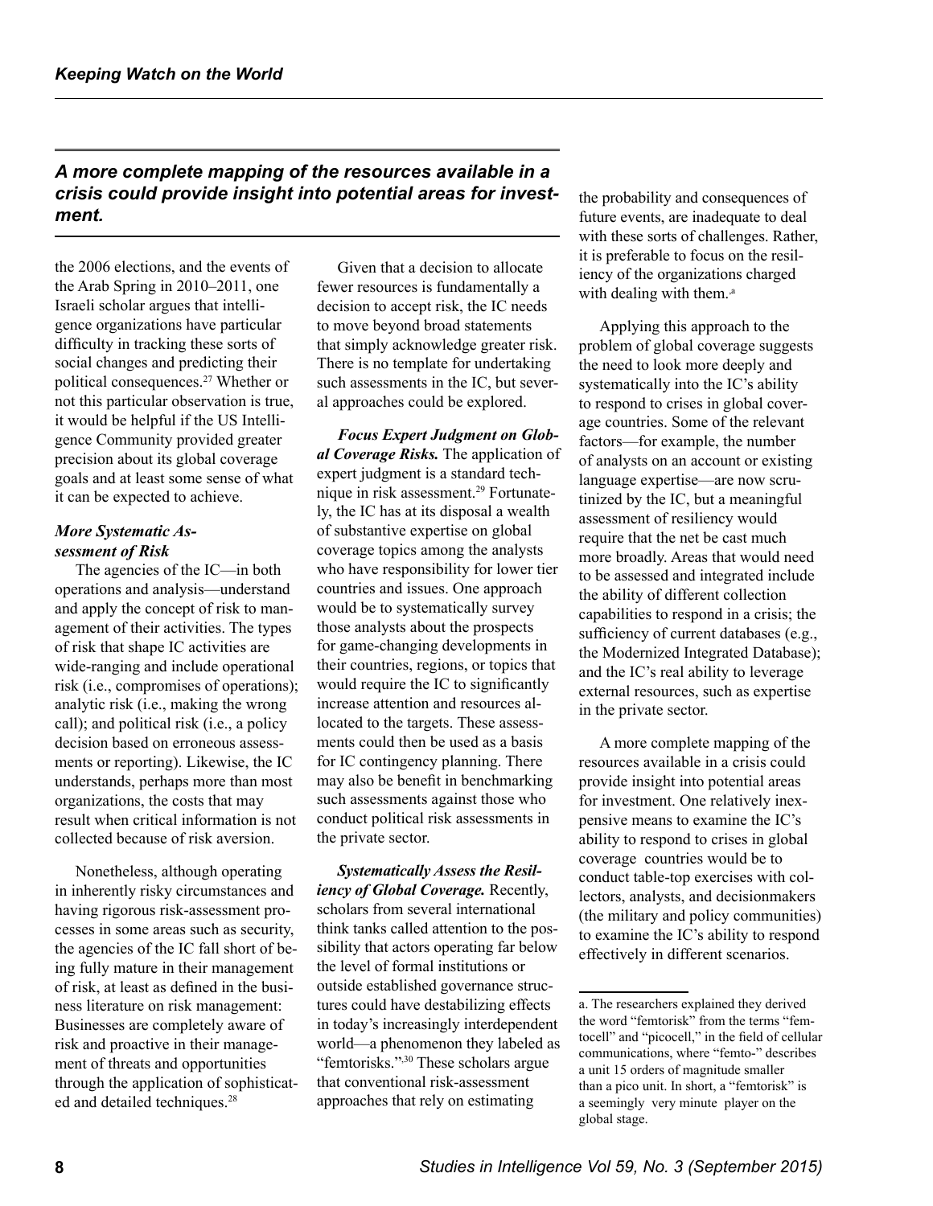the 2006 elections, and the events of the Arab Spring in 2010–2011, one Israeli scholar argues that intelligence organizations have particular difficulty in tracking these sorts of social changes and predicting their political consequences.[27] Whether or not this particular observation is true, it would be helpful if the US Intelligence Community provided greater precision about its global coverage goals and at least some sense of what it can be expected to achieve.

### *More Systematic Assessment of Risk*

The agencies of the IC—in both operations and analysis—understand and apply the concept of risk to management of their activities. The types of risk that shape IC activities are wide-ranging and include operational risk (i.e., compromises of operations); analytic risk (i.e., making the wrong call); and political risk (i.e., a policy decision based on erroneous assessments or reporting). Likewise, the IC understands, perhaps more than most organizations, the costs that may result when critical information is not collected because of risk aversion.

Nonetheless, although operating in inherently risky circumstances and having rigorous risk-assessment processes in some areas such as security, the agencies of the IC fall short of being fully mature in their management of risk, at least as defined in the business literature on risk management: Businesses are completely aware of risk and proactive in their management of threats and opportunities through the application of sophisticated and detailed techniques.[28]

Given that a decision to allocate fewer resources is fundamentally a decision to accept risk, the IC needs to move beyond broad statements that simply acknowledge greater risk. There is no template for undertaking such assessments in the IC, but several approaches could be explored.

***Focus Expert Judgment on Global Coverage Risks.*** The application of expert judgment is a standard technique in risk assessment.[29] Fortunately, the IC has at its disposal a wealth of substantive expertise on global coverage topics among the analysts who have responsibility for lower tier countries and issues. One approach would be to systematically survey those analysts about the prospects for game-changing developments in their countries, regions, or topics that would require the IC to significantly increase attention and resources allocated to the targets. These assessments could then be used as a basis for IC contingency planning. There may also be benefit in benchmarking such assessments against those who conduct political risk assessments in the private sector.

***Systematically Assess the Resiliency of Global Coverage.*** Recently, scholars from several international think tanks called attention to the possibility that actors operating far below the level of formal institutions or outside established governance structures could have destabilizing effects in today's increasingly interdependent world—a phenomenon they labeled as "femtorisks."[30] These scholars argue that conventional risk-assessment approaches that rely on estimating the probability and consequences of future events, are inadequate to deal with these sorts of challenges. Rather, it is preferable to focus on the resiliency of the organizations charged with dealing with them.[a]

Applying this approach to the problem of global coverage suggests the need to look more deeply and systematically into the IC's ability to respond to crises in global coverage countries. Some of the relevant factors—for example, the number of analysts on an account or existing language expertise—are now scrutinized by the IC, but a meaningful assessment of resiliency would require that the net be cast much more broadly. Areas that would need to be assessed and integrated include the ability of different collection capabilities to respond in a crisis; the sufficiency of current databases (e.g., the Modernized Integrated Database); and the IC's real ability to leverage external resources, such as expertise in the private sector.

*A more complete mapping of the resources available in a crisis could provide insight into potential areas for investment.*

A more complete mapping of the resources available in a crisis could provide insight into potential areas for investment. One relatively inexpensive means to examine the IC's ability to respond to crises in global coverage countries would be to conduct table-top exercises with collectors, analysts, and decisionmakers (the military and policy communities) to examine the IC's ability to respond effectively in different scenarios.

---

a. The researchers explained they derived the word "femtorisk" from the terms "femtocell" and "picocell," in the field of cellular communications, where "femto-" describes a unit 15 orders of magnitude smaller than a pico unit. In short, a "femtorisk" is a seemingly very minute player on the global stage.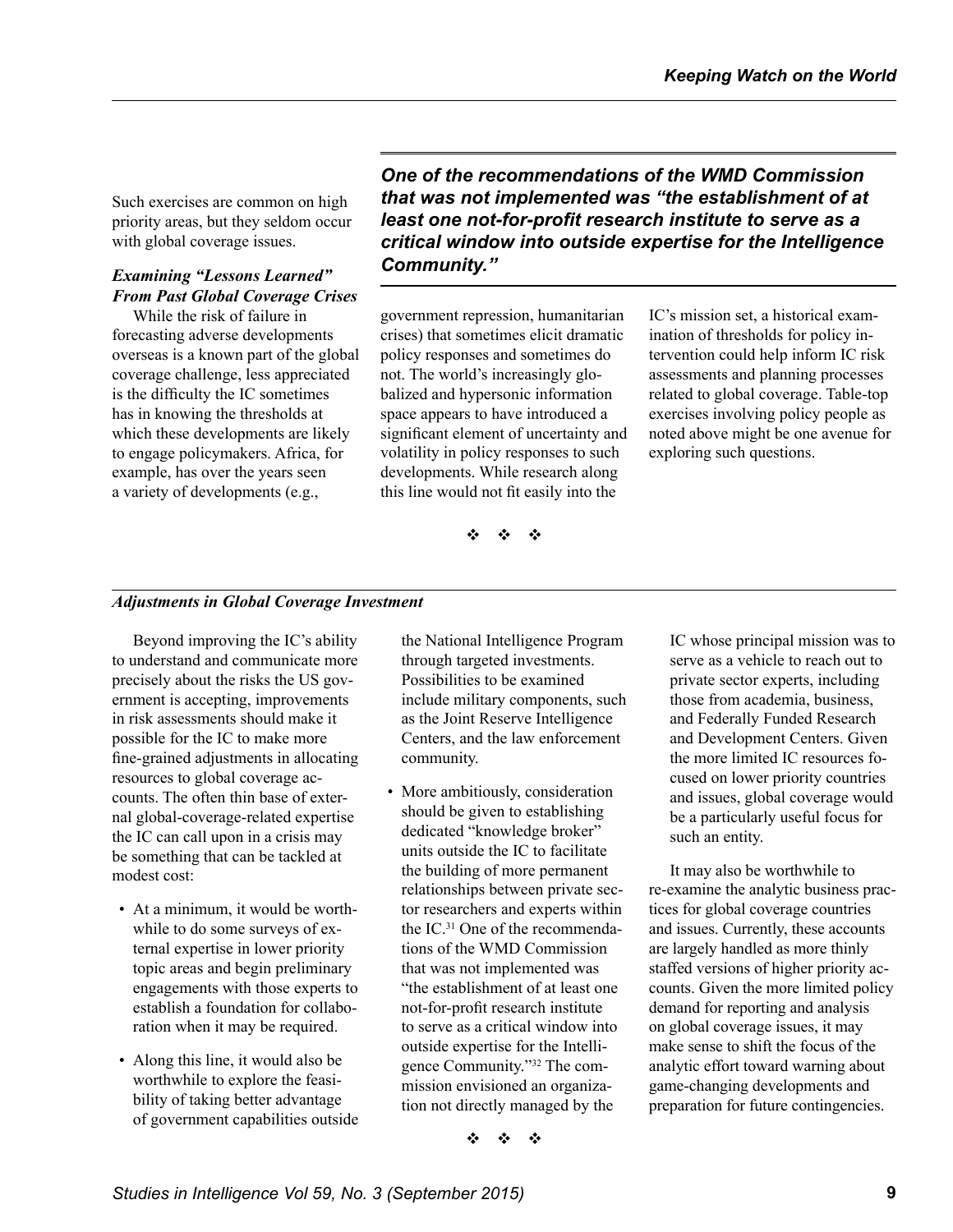Such exercises are common on high priority areas, but they seldom occur with global coverage issues.

### *Examining "Lessons Learned" From Past Global Coverage Crises*

While the risk of failure in forecasting adverse developments overseas is a known part of the global coverage challenge, less appreciated is the difficulty the IC sometimes has in knowing the thresholds at which these developments are likely to engage policymakers. Africa, for example, has over the years seen a variety of developments (e.g., government repression, humanitarian crises) that sometimes elicit dramatic policy responses and sometimes do not. The world's increasingly globalized and hypersonic information space appears to have introduced a significant element of uncertainty and volatility in policy responses to such developments. While research along this line would not fit easily into the IC's mission set, a historical examination of thresholds for policy intervention could help inform IC risk assessments and planning processes related to global coverage. Table-top exercises involving policy people as noted above might be one avenue for exploring such questions.

❖ ❖ ❖

### *Adjustments in Global Coverage Investment*

Beyond improving the IC's ability to understand and communicate more precisely about the risks the US government is accepting, improvements in risk assessments should make it possible for the IC to make more fine-grained adjustments in allocating resources to global coverage accounts. The often thin base of external global-coverage-related expertise the IC can call upon in a crisis may be something that can be tackled at modest cost:

- At a minimum, it would be worthwhile to do some surveys of external expertise in lower priority topic areas and begin preliminary engagements with those experts to establish a foundation for collaboration when it may be required.
- Along this line, it would also be worthwhile to explore the feasibility of taking better advantage of government capabilities outside the National Intelligence Program through targeted investments. Possibilities to be examined include military components, such as the Joint Reserve Intelligence Centers, and the law enforcement community.
- More ambitiously, consideration should be given to establishing dedicated "knowledge broker" units outside the IC to facilitate the building of more permanent relationships between private sector researchers and experts within the IC.[31] One of the recommendations of the WMD Commission that was not implemented was "the establishment of at least one not-for-profit research institute to serve as a critical window into outside expertise for the Intelligence Community."[32] The commission envisioned an organization not directly managed by the IC whose principal mission was to serve as a vehicle to reach out to private sector experts, including those from academia, business, and Federally Funded Research and Development Centers. Given the more limited IC resources focused on lower priority countries and issues, global coverage would be a particularly useful focus for such an entity.

*One of the recommendations of the WMD Commission that was not implemented was "the establishment of at least one not-for-profit research institute to serve as a critical window into outside expertise for the Intelligence Community."*

It may also be worthwhile to re-examine the analytic business practices for global coverage countries and issues. Currently, these accounts are largely handled as more thinly staffed versions of higher priority accounts. Given the more limited policy demand for reporting and analysis on global coverage issues, it may make sense to shift the focus of the analytic effort toward warning about game-changing developments and preparation for future contingencies.

❖ ❖ ❖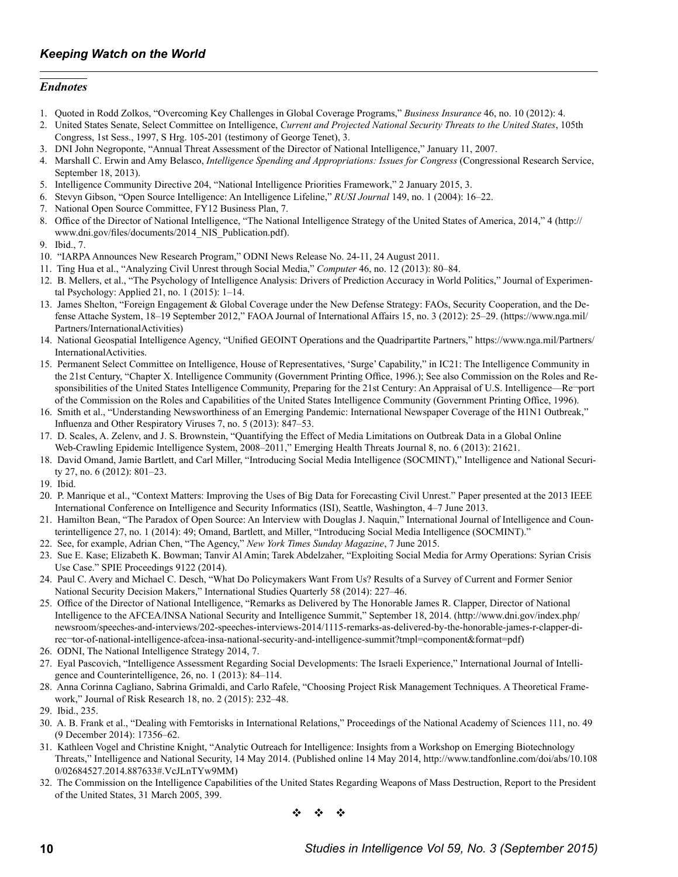## *Endnotes*

1. Quoted in Rodd Zolkos, "Overcoming Key Challenges in Global Coverage Programs," *Business Insurance* 46, no. 10 (2012): 4.
2. United States Senate, Select Committee on Intelligence, *Current and Projected National Security Threats to the United States*, 105th Congress, 1st Sess., 1997, S Hrg. 105-201 (testimony of George Tenet), 3.
3. DNI John Negroponte, "Annual Threat Assessment of the Director of National Intelligence," January 11, 2007.
4. Marshall C. Erwin and Amy Belasco, *Intelligence Spending and Appropriations: Issues for Congress* (Congressional Research Service, September 18, 2013).
5. Intelligence Community Directive 204, "National Intelligence Priorities Framework," 2 January 2015, 3.
6. Stevyn Gibson, "Open Source Intelligence: An Intelligence Lifeline," *RUSI Journal* 149, no. 1 (2004): 16–22.
7. National Open Source Committee, FY12 Business Plan, 7.
8. Office of the Director of National Intelligence, "The National Intelligence Strategy of the United States of America, 2014," 4 (http://www.dni.gov/files/documents/2014_NIS_Publication.pdf).
9. Ibid., 7.
10. "IARPA Announces New Research Program," ODNI News Release No. 24-11, 24 August 2011.
11. Ting Hua et al., "Analyzing Civil Unrest through Social Media," *Computer* 46, no. 12 (2013): 80–84.
12. B. Mellers, et al., "The Psychology of Intelligence Analysis: Drivers of Prediction Accuracy in World Politics," Journal of Experimental Psychology: Applied 21, no. 1 (2015): 1–14.
13. James Shelton, "Foreign Engagement & Global Coverage under the New Defense Strategy: FAOs, Security Cooperation, and the Defense Attache System, 18–19 September 2012," FAOA Journal of International Affairs 15, no. 3 (2012): 25–29. (https://www.nga.mil/Partners/InternationalActivities)
14. National Geospatial Intelligence Agency, "Unified GEOINT Operations and the Quadripartite Partners," https://www.nga.mil/Partners/InternationalActivities.
15. Permanent Select Committee on Intelligence, House of Representatives, 'Surge' Capability," in IC21: The Intelligence Community in the 21st Century, "Chapter X. Intelligence Community (Government Printing Office, 1996.); See also Commission on the Roles and Responsibilities of the United States Intelligence Community, Preparing for the 21st Century: An Appraisal of U.S. Intelligence—Report of the Commission on the Roles and Capabilities of the United States Intelligence Community (Government Printing Office, 1996).
16. Smith et al., "Understanding Newsworthiness of an Emerging Pandemic: International Newspaper Coverage of the H1N1 Outbreak," Influenza and Other Respiratory Viruses 7, no. 5 (2013): 847–53.
17. D. Scales, A. Zelenv, and J. S. Brownstein, "Quantifying the Effect of Media Limitations on Outbreak Data in a Global Online Web-Crawling Epidemic Intelligence System, 2008–2011," Emerging Health Threats Journal 8, no. 6 (2013): 21621.
18. David Omand, Jamie Bartlett, and Carl Miller, "Introducing Social Media Intelligence (SOCMINT)," Intelligence and National Security 27, no. 6 (2012): 801–23.
19. Ibid.
20. P. Manrique et al., "Context Matters: Improving the Uses of Big Data for Forecasting Civil Unrest." Paper presented at the 2013 IEEE International Conference on Intelligence and Security Informatics (ISI), Seattle, Washington, 4–7 June 2013.
21. Hamilton Bean, "The Paradox of Open Source: An Interview with Douglas J. Naquin," International Journal of Intelligence and Counterintelligence 27, no. 1 (2014): 49; Omand, Bartlett, and Miller, "Introducing Social Media Intelligence (SOCMINT)."
22. See, for example, Adrian Chen, "The Agency," *New York Times Sunday Magazine*, 7 June 2015.
23. Sue E. Kase; Elizabeth K. Bowman; Tanvir Al Amin; Tarek Abdelzaher, "Exploiting Social Media for Army Operations: Syrian Crisis Use Case." SPIE Proceedings 9122 (2014).
24. Paul C. Avery and Michael C. Desch, "What Do Policymakers Want From Us? Results of a Survey of Current and Former Senior National Security Decision Makers," International Studies Quarterly 58 (2014): 227–46.
25. Office of the Director of National Intelligence, "Remarks as Delivered by The Honorable James R. Clapper, Director of National Intelligence to the AFCEA/INSA National Security and Intelligence Summit," September 18, 2014. (http://www.dni.gov/index.php/newsroom/speeches-and-interviews/202-speeches-interviews-2014/1115-remarks-as-delivered-by-the-honorable-james-r-clapper-director-of-national-intelligence-afcea-insa-national-security-and-intelligence-summit?tmpl=component&format=pdf)
26. ODNI, The National Intelligence Strategy 2014, 7.
27. Eyal Pascovich, "Intelligence Assessment Regarding Social Developments: The Israeli Experience," International Journal of Intelligence and Counterintelligence, 26, no. 1 (2013): 84–114.
28. Anna Corinna Cagliano, Sabrina Grimaldi, and Carlo Rafele, "Choosing Project Risk Management Techniques. A Theoretical Framework," Journal of Risk Research 18, no. 2 (2015): 232–48.
29. Ibid., 235.
30. A. B. Frank et al., "Dealing with Femtorisks in International Relations," Proceedings of the National Academy of Sciences 111, no. 49 (9 December 2014): 17356–62.
31. Kathleen Vogel and Christine Knight, "Analytic Outreach for Intelligence: Insights from a Workshop on Emerging Biotechnology Threats," Intelligence and National Security, 14 May 2014. (Published online 14 May 2014, http://www.tandfonline.com/doi/abs/10.1080/02684527.2014.887633#.VcJLnTYw9MM)
32. The Commission on the Intelligence Capabilities of the United States Regarding Weapons of Mass Destruction, Report to the President of the United States, 31 March 2005, 399.

❖ ❖ ❖